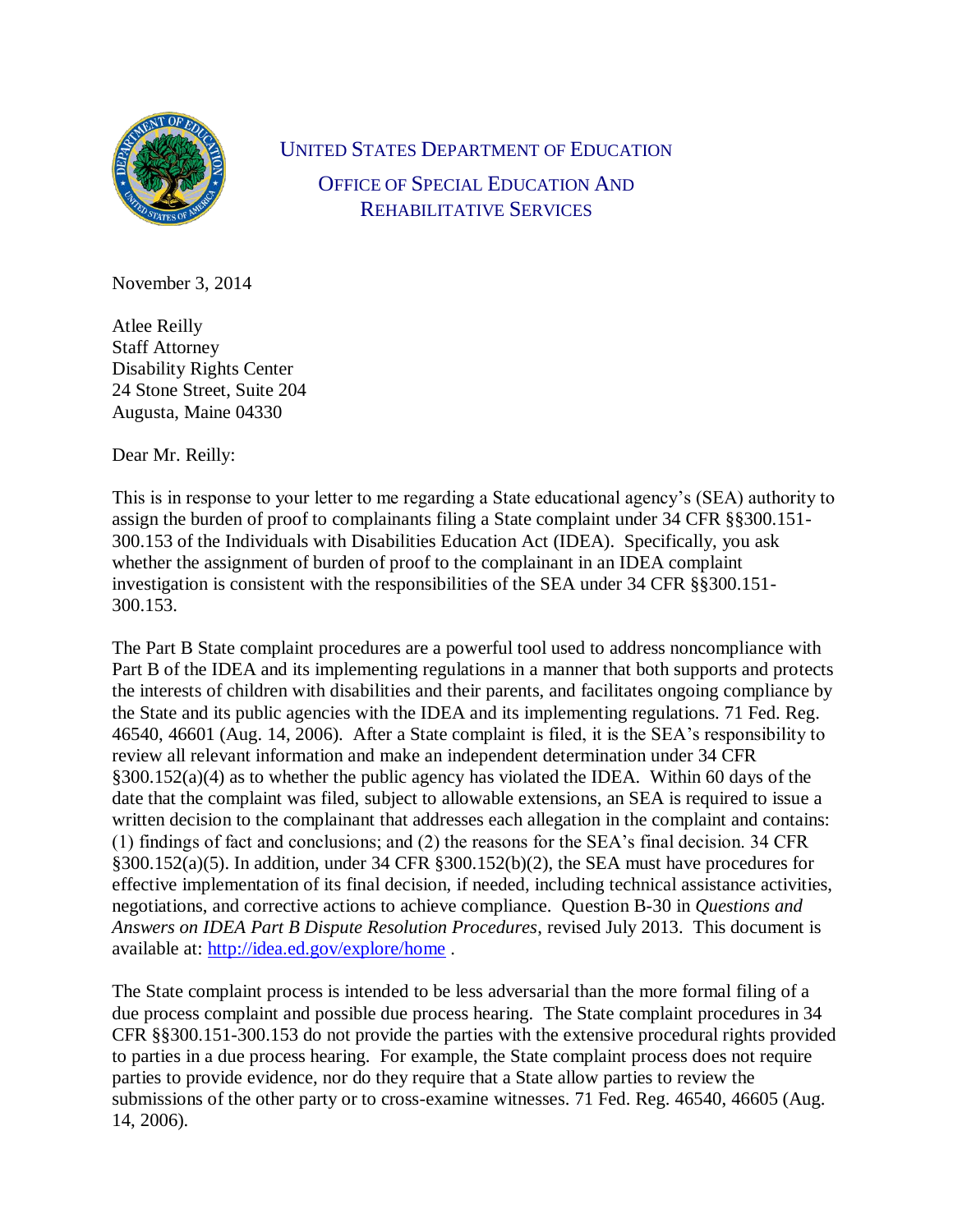UNITED STATES DEPARTMENT OF EDUCATION

OFFICE OF SPECIAL EDUCATION AND REHABILITATIVE SERVICES

November 3, 2014

Atlee Reilly  
Staff Attorney  
Disability Rights Center  
24 Stone Street, Suite 204  
Augusta, Maine 04330

Dear Mr. Reilly:

This is in response to your letter to me regarding a State educational agency's (SEA) authority to assign the burden of proof to complainants filing a State complaint under 34 CFR §§300.151-300.153 of the Individuals with Disabilities Education Act (IDEA). Specifically, you ask whether the assignment of burden of proof to the complainant in an IDEA complaint investigation is consistent with the responsibilities of the SEA under 34 CFR §§300.151-300.153.

The Part B State complaint procedures are a powerful tool used to address noncompliance with Part B of the IDEA and its implementing regulations in a manner that both supports and protects the interests of children with disabilities and their parents, and facilitates ongoing compliance by the State and its public agencies with the IDEA and its implementing regulations. 71 Fed. Reg. 46540, 46601 (Aug. 14, 2006). After a State complaint is filed, it is the SEA's responsibility to review all relevant information and make an independent determination under 34 CFR §300.152(a)(4) as to whether the public agency has violated the IDEA. Within 60 days of the date that the complaint was filed, subject to allowable extensions, an SEA is required to issue a written decision to the complainant that addresses each allegation in the complaint and contains: (1) findings of fact and conclusions; and (2) the reasons for the SEA's final decision. 34 CFR §300.152(a)(5). In addition, under 34 CFR §300.152(b)(2), the SEA must have procedures for effective implementation of its final decision, if needed, including technical assistance activities, negotiations, and corrective actions to achieve compliance. Question B-30 in *Questions and Answers on IDEA Part B Dispute Resolution Procedures*, revised July 2013. This document is available at: http://idea.ed.gov/explore/home .

The State complaint process is intended to be less adversarial than the more formal filing of a due process complaint and possible due process hearing. The State complaint procedures in 34 CFR §§300.151-300.153 do not provide the parties with the extensive procedural rights provided to parties in a due process hearing. For example, the State complaint process does not require parties to provide evidence, nor do they require that a State allow parties to review the submissions of the other party or to cross-examine witnesses. 71 Fed. Reg. 46540, 46605 (Aug. 14, 2006).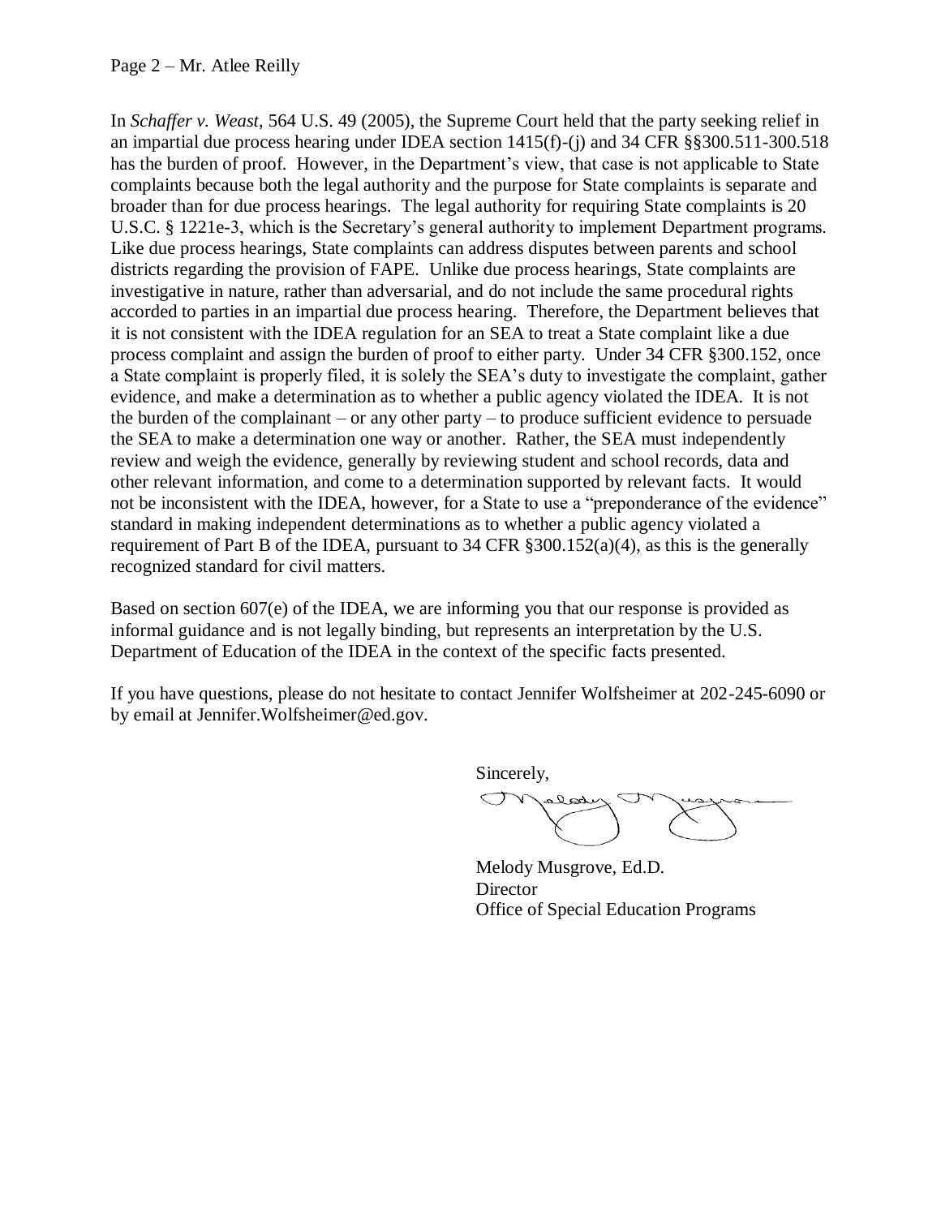In *Schaffer v. Weast*, 564 U.S. 49 (2005), the Supreme Court held that the party seeking relief in an impartial due process hearing under IDEA section 1415(f)-(j) and 34 CFR §§300.511-300.518 has the burden of proof. However, in the Department's view, that case is not applicable to State complaints because both the legal authority and the purpose for State complaints is separate and broader than for due process hearings. The legal authority for requiring State complaints is 20 U.S.C. § 1221e-3, which is the Secretary's general authority to implement Department programs. Like due process hearings, State complaints can address disputes between parents and school districts regarding the provision of FAPE. Unlike due process hearings, State complaints are investigative in nature, rather than adversarial, and do not include the same procedural rights accorded to parties in an impartial due process hearing. Therefore, the Department believes that it is not consistent with the IDEA regulation for an SEA to treat a State complaint like a due process complaint and assign the burden of proof to either party. Under 34 CFR §300.152, once a State complaint is properly filed, it is solely the SEA's duty to investigate the complaint, gather evidence, and make a determination as to whether a public agency violated the IDEA. It is not the burden of the complainant – or any other party – to produce sufficient evidence to persuade the SEA to make a determination one way or another. Rather, the SEA must independently review and weigh the evidence, generally by reviewing student and school records, data and other relevant information, and come to a determination supported by relevant facts. It would not be inconsistent with the IDEA, however, for a State to use a "preponderance of the evidence" standard in making independent determinations as to whether a public agency violated a requirement of Part B of the IDEA, pursuant to 34 CFR §300.152(a)(4), as this is the generally recognized standard for civil matters.

Based on section 607(e) of the IDEA, we are informing you that our response is provided as informal guidance and is not legally binding, but represents an interpretation by the U.S. Department of Education of the IDEA in the context of the specific facts presented.

If you have questions, please do not hesitate to contact Jennifer Wolfsheimer at 202-245-6090 or by email at Jennifer.Wolfsheimer@ed.gov.

Sincerely,

Melody Musgrove, Ed.D.
Director
Office of Special Education Programs